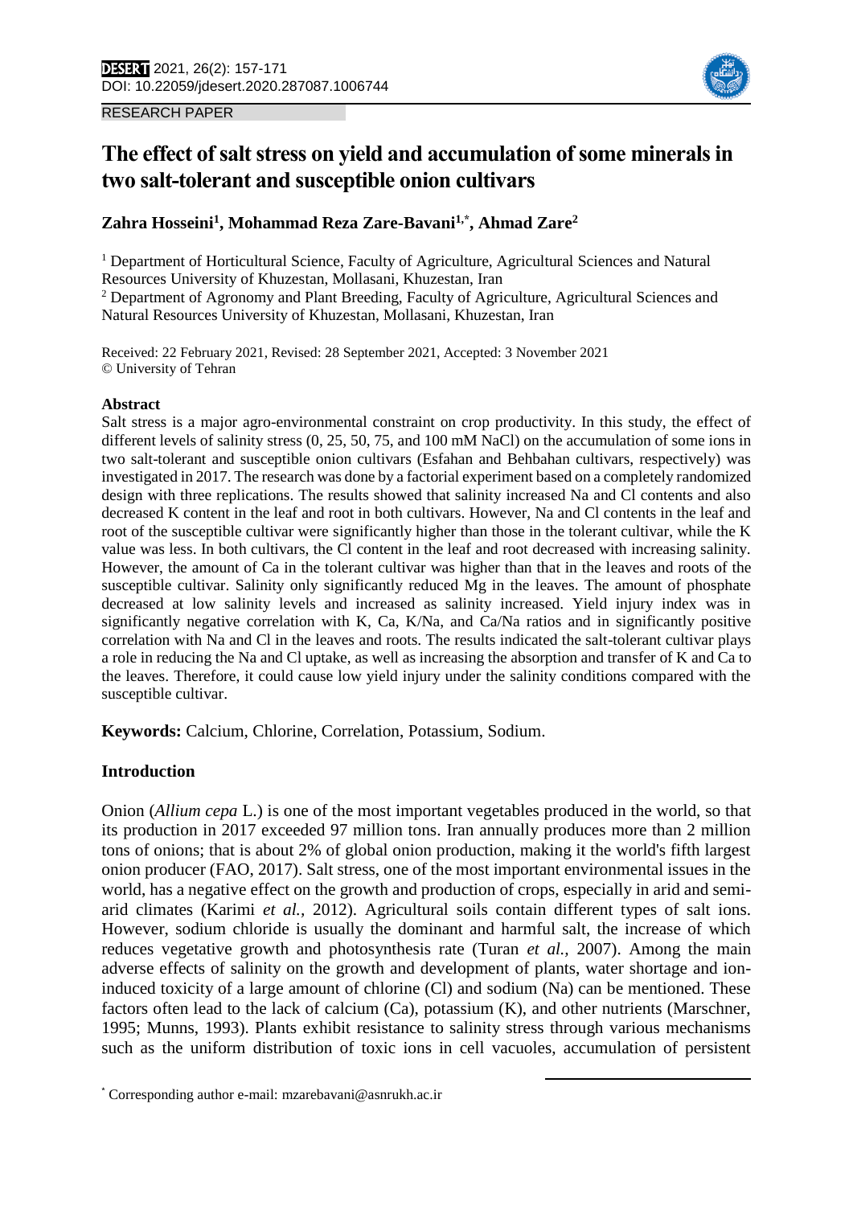RESEARCH PAPER

# The effect of salt stress on yield and accumulation of some minerals in two salt-tolerant and susceptible onion cultivars

**Zahra Hosseini[1], Mohammad Reza Zare-Bavani[1,*], Ahmad Zare[2]**

[1] Department of Horticultural Science, Faculty of Agriculture, Agricultural Sciences and Natural Resources University of Khuzestan, Mollasani, Khuzestan, Iran

[2] Department of Agronomy and Plant Breeding, Faculty of Agriculture, Agricultural Sciences and Natural Resources University of Khuzestan, Mollasani, Khuzestan, Iran

Received: 22 February 2021, Revised: 28 September 2021, Accepted: 3 November 2021
© University of Tehran

### Abstract

Salt stress is a major agro-environmental constraint on crop productivity. In this study, the effect of different levels of salinity stress (0, 25, 50, 75, and 100 mM NaCl) on the accumulation of some ions in two salt-tolerant and susceptible onion cultivars (Esfahan and Behbahan cultivars, respectively) was investigated in 2017. The research was done by a factorial experiment based on a completely randomized design with three replications. The results showed that salinity increased Na and Cl contents and also decreased K content in the leaf and root in both cultivars. However, Na and Cl contents in the leaf and root of the susceptible cultivar were significantly higher than those in the tolerant cultivar, while the K value was less. In both cultivars, the Cl content in the leaf and root decreased with increasing salinity. However, the amount of Ca in the tolerant cultivar was higher than that in the leaves and roots of the susceptible cultivar. Salinity only significantly reduced Mg in the leaves. The amount of phosphate decreased at low salinity levels and increased as salinity increased. Yield injury index was in significantly negative correlation with K, Ca, K/Na, and Ca/Na ratios and in significantly positive correlation with Na and Cl in the leaves and roots. The results indicated the salt-tolerant cultivar plays a role in reducing the Na and Cl uptake, as well as increasing the absorption and transfer of K and Ca to the leaves. Therefore, it could cause low yield injury under the salinity conditions compared with the susceptible cultivar.

**Keywords:** Calcium, Chlorine, Correlation, Potassium, Sodium.

## Introduction

Onion (*Allium cepa* L.) is one of the most important vegetables produced in the world, so that its production in 2017 exceeded 97 million tons. Iran annually produces more than 2 million tons of onions; that is about 2% of global onion production, making it the world's fifth largest onion producer (FAO, 2017). Salt stress, one of the most important environmental issues in the world, has a negative effect on the growth and production of crops, especially in arid and semi-arid climates (Karimi *et al.*, 2012). Agricultural soils contain different types of salt ions. However, sodium chloride is usually the dominant and harmful salt, the increase of which reduces vegetative growth and photosynthesis rate (Turan *et al.*, 2007). Among the main adverse effects of salinity on the growth and development of plants, water shortage and ion-induced toxicity of a large amount of chlorine (Cl) and sodium (Na) can be mentioned. These factors often lead to the lack of calcium (Ca), potassium (K), and other nutrients (Marschner, 1995; Munns, 1993). Plants exhibit resistance to salinity stress through various mechanisms such as the uniform distribution of toxic ions in cell vacuoles, accumulation of persistent

[*] Corresponding author e-mail: mzarebavani@asnrukh.ac.ir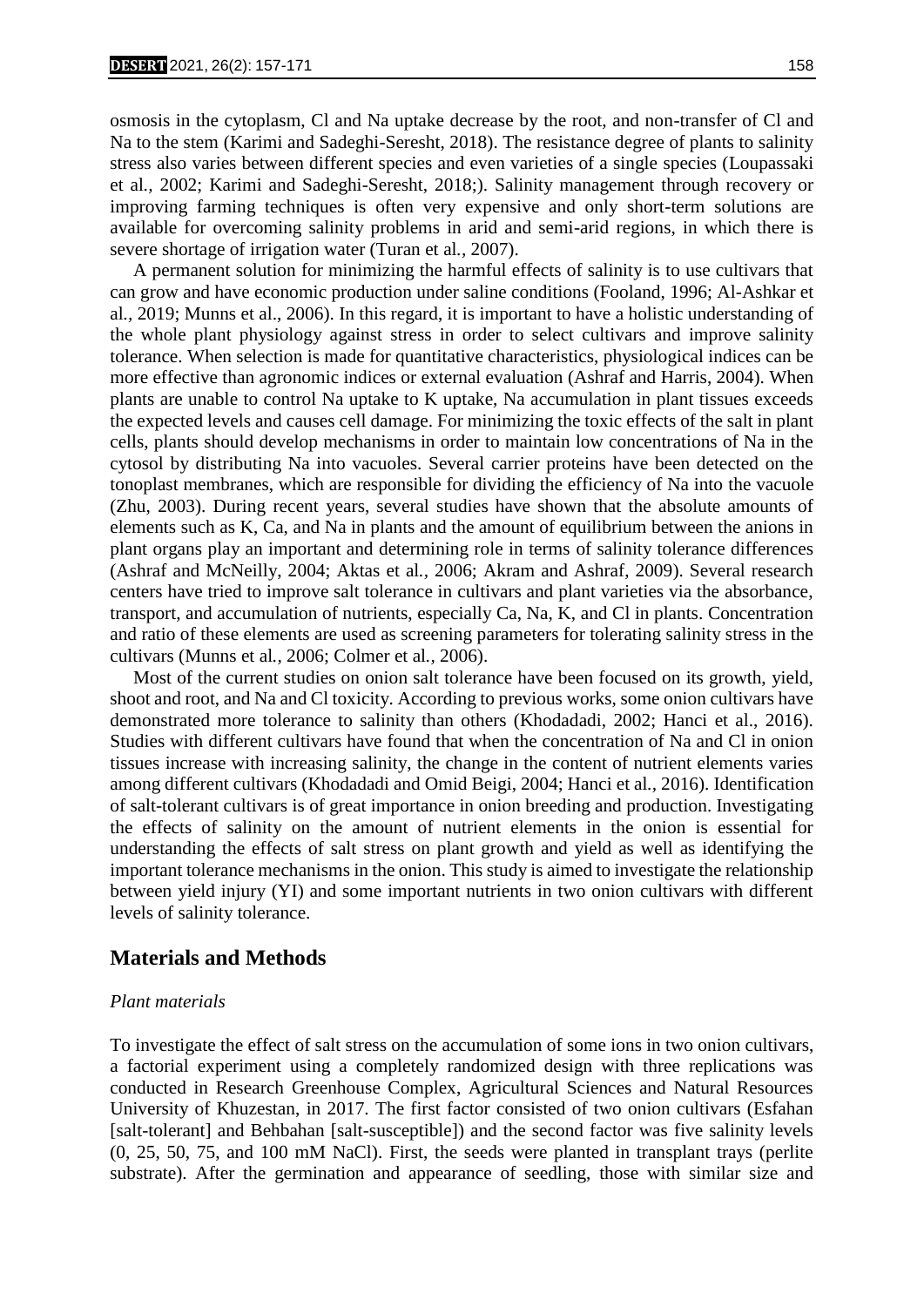osmosis in the cytoplasm, Cl and Na uptake decrease by the root, and non-transfer of Cl and Na to the stem (Karimi and Sadeghi-Seresht, 2018). The resistance degree of plants to salinity stress also varies between different species and even varieties of a single species (Loupassaki et al*.*, 2002; Karimi and Sadeghi-Seresht, 2018;). Salinity management through recovery or improving farming techniques is often very expensive and only short-term solutions are available for overcoming salinity problems in arid and semi-arid regions, in which there is severe shortage of irrigation water (Turan et al*.*, 2007).

A permanent solution for minimizing the harmful effects of salinity is to use cultivars that can grow and have economic production under saline conditions (Fooland, 1996; Al-Ashkar et al*.*, 2019; Munns et al., 2006). In this regard, it is important to have a holistic understanding of the whole plant physiology against stress in order to select cultivars and improve salinity tolerance. When selection is made for quantitative characteristics, physiological indices can be more effective than agronomic indices or external evaluation (Ashraf and Harris, 2004). When plants are unable to control Na uptake to K uptake, Na accumulation in plant tissues exceeds the expected levels and causes cell damage. For minimizing the toxic effects of the salt in plant cells, plants should develop mechanisms in order to maintain low concentrations of Na in the cytosol by distributing Na into vacuoles. Several carrier proteins have been detected on the tonoplast membranes, which are responsible for dividing the efficiency of Na into the vacuole (Zhu, 2003). During recent years, several studies have shown that the absolute amounts of elements such as K, Ca, and Na in plants and the amount of equilibrium between the anions in plant organs play an important and determining role in terms of salinity tolerance differences (Ashraf and McNeilly, 2004; Aktas et al*.*, 2006; Akram and Ashraf, 2009). Several research centers have tried to improve salt tolerance in cultivars and plant varieties via the absorbance, transport, and accumulation of nutrients, especially Ca, Na, K, and Cl in plants. Concentration and ratio of these elements are used as screening parameters for tolerating salinity stress in the cultivars (Munns et al*.*, 2006; Colmer et al*.*, 2006).

Most of the current studies on onion salt tolerance have been focused on its growth, yield, shoot and root, and Na and Cl toxicity. According to previous works, some onion cultivars have demonstrated more tolerance to salinity than others (Khodadadi, 2002; Hanci et al., 2016). Studies with different cultivars have found that when the concentration of Na and Cl in onion tissues increase with increasing salinity, the change in the content of nutrient elements varies among different cultivars (Khodadadi and Omid Beigi, 2004; Hanci et al*.*, 2016). Identification of salt-tolerant cultivars is of great importance in onion breeding and production. Investigating the effects of salinity on the amount of nutrient elements in the onion is essential for understanding the effects of salt stress on plant growth and yield as well as identifying the important tolerance mechanisms in the onion. This study is aimed to investigate the relationship between yield injury (YI) and some important nutrients in two onion cultivars with different levels of salinity tolerance.

## Materials and Methods

### *Plant materials*

To investigate the effect of salt stress on the accumulation of some ions in two onion cultivars, a factorial experiment using a completely randomized design with three replications was conducted in Research Greenhouse Complex, Agricultural Sciences and Natural Resources University of Khuzestan, in 2017. The first factor consisted of two onion cultivars (Esfahan [salt-tolerant] and Behbahan [salt-susceptible]) and the second factor was five salinity levels (0, 25, 50, 75, and 100 mM NaCl). First, the seeds were planted in transplant trays (perlite substrate). After the germination and appearance of seedling, those with similar size and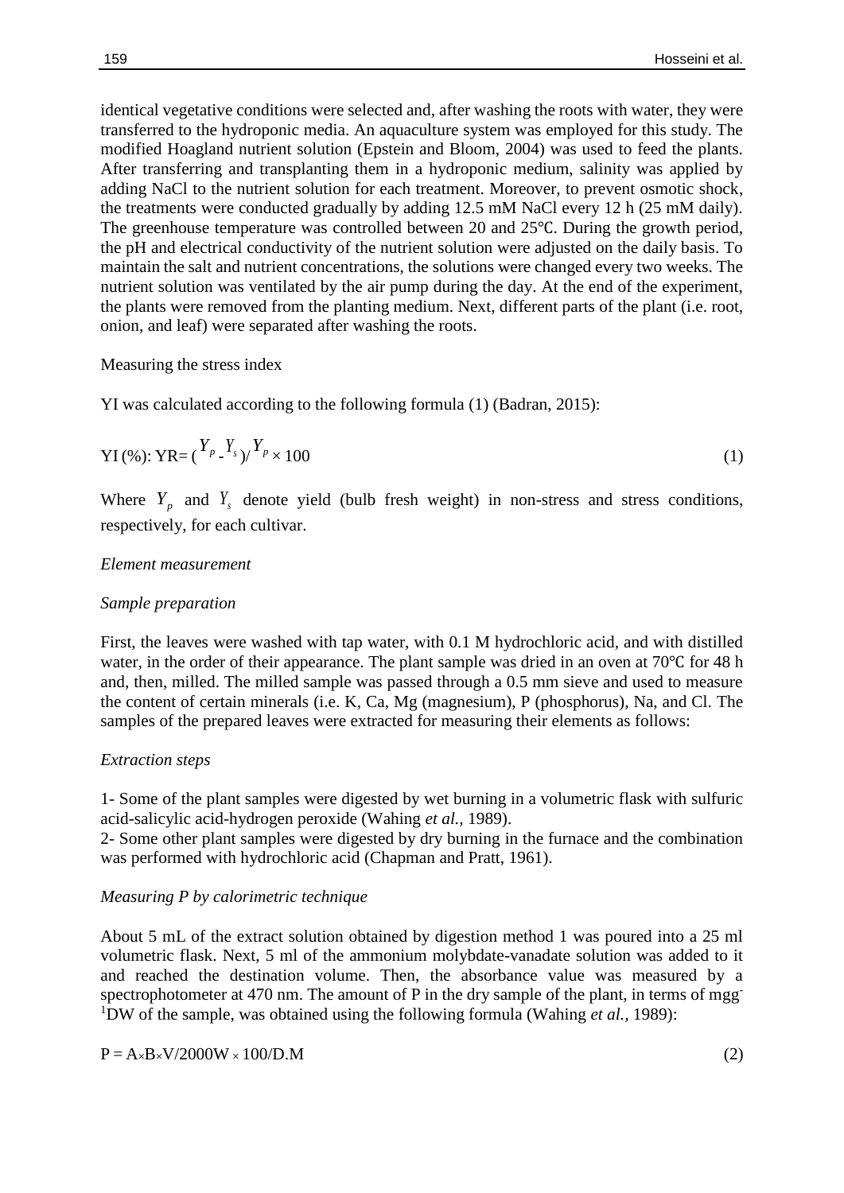identical vegetative conditions were selected and, after washing the roots with water, they were transferred to the hydroponic media. An aquaculture system was employed for this study. The modified Hoagland nutrient solution (Epstein and Bloom, 2004) was used to feed the plants. After transferring and transplanting them in a hydroponic medium, salinity was applied by adding NaCl to the nutrient solution for each treatment. Moreover, to prevent osmotic shock, the treatments were conducted gradually by adding 12.5 mM NaCl every 12 h (25 mM daily). The greenhouse temperature was controlled between 20 and 25℃. During the growth period, the pH and electrical conductivity of the nutrient solution were adjusted on the daily basis. To maintain the salt and nutrient concentrations, the solutions were changed every two weeks. The nutrient solution was ventilated by the air pump during the day. At the end of the experiment, the plants were removed from the planting medium. Next, different parts of the plant (i.e. root, onion, and leaf) were separated after washing the roots.

Measuring the stress index

YI was calculated according to the following formula (1) (Badran, 2015):

$$\text{YI (\%): YR} = (Y_p - Y_s)/Y_p \times 100 \tag{1}$$

Where $Y_p$ and $Y_s$ denote yield (bulb fresh weight) in non-stress and stress conditions, respectively, for each cultivar.

*Element measurement*

*Sample preparation*

First, the leaves were washed with tap water, with 0.1 M hydrochloric acid, and with distilled water, in the order of their appearance. The plant sample was dried in an oven at 70℃ for 48 h and, then, milled. The milled sample was passed through a 0.5 mm sieve and used to measure the content of certain minerals (i.e. K, Ca, Mg (magnesium), P (phosphorus), Na, and Cl. The samples of the prepared leaves were extracted for measuring their elements as follows:

*Extraction steps*

1- Some of the plant samples were digested by wet burning in a volumetric flask with sulfuric acid-salicylic acid-hydrogen peroxide (Wahing *et al.,* 1989).
2- Some other plant samples were digested by dry burning in the furnace and the combination was performed with hydrochloric acid (Chapman and Pratt, 1961).

*Measuring P by calorimetric technique*

About 5 mL of the extract solution obtained by digestion method 1 was poured into a 25 ml volumetric flask. Next, 5 ml of the ammonium molybdate-vanadate solution was added to it and reached the destination volume. Then, the absorbance value was measured by a spectrophotometer at 470 nm. The amount of P in the dry sample of the plant, in terms of mg $g^{-1}$DW of the sample, was obtained using the following formula (Wahing *et al.,* 1989):

$$\text{P} = \text{A} \times \text{B} \times \text{V}/2000\text{W} \times 100/\text{D.M} \tag{2}$$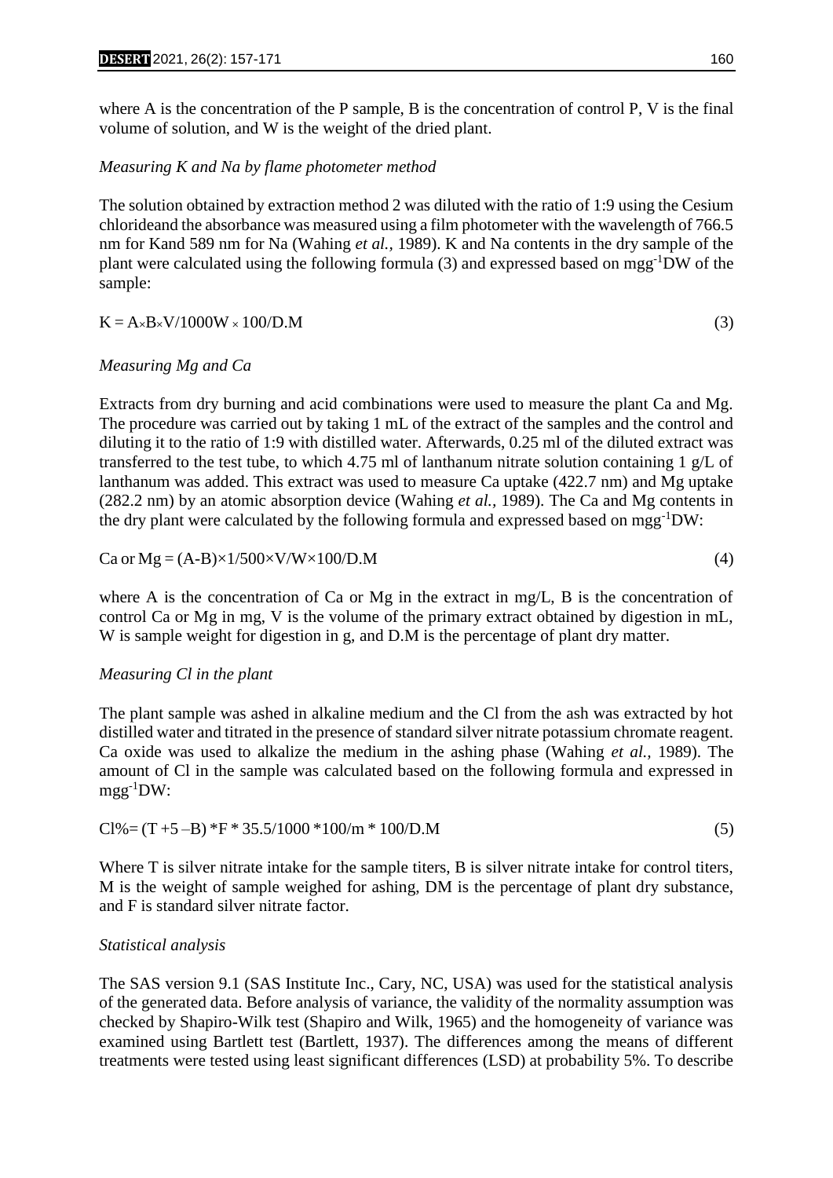where A is the concentration of the P sample, B is the concentration of control P, V is the final volume of solution, and W is the weight of the dried plant.

*Measuring K and Na by flame photometer method*

The solution obtained by extraction method 2 was diluted with the ratio of 1:9 using the Cesium chlorideand the absorbance was measured using a film photometer with the wavelength of 766.5 nm for Kand 589 nm for Na (Wahing *et al.,* 1989). K and Na contents in the dry sample of the plant were calculated using the following formula (3) and expressed based on $mgg^{-1}$DW of the sample:

$$K = A \times B \times V/1000W \times 100/D.M \tag{3}$$

*Measuring Mg and Ca*

Extracts from dry burning and acid combinations were used to measure the plant Ca and Mg. The procedure was carried out by taking 1 mL of the extract of the samples and the control and diluting it to the ratio of 1:9 with distilled water. Afterwards, 0.25 ml of the diluted extract was transferred to the test tube, to which 4.75 ml of lanthanum nitrate solution containing 1 g/L of lanthanum was added. This extract was used to measure Ca uptake (422.7 nm) and Mg uptake (282.2 nm) by an atomic absorption device (Wahing *et al.,* 1989). The Ca and Mg contents in the dry plant were calculated by the following formula and expressed based on $mgg^{-1}$DW:

$$Ca \text{ or } Mg = (A-B)\times 1/500\times V/W\times 100/D.M \tag{4}$$

where A is the concentration of Ca or Mg in the extract in mg/L, B is the concentration of control Ca or Mg in mg, V is the volume of the primary extract obtained by digestion in mL, W is sample weight for digestion in g, and D.M is the percentage of plant dry matter.

*Measuring Cl in the plant*

The plant sample was ashed in alkaline medium and the Cl from the ash was extracted by hot distilled water and titrated in the presence of standard silver nitrate potassium chromate reagent. Ca oxide was used to alkalize the medium in the ashing phase (Wahing *et al.,* 1989). The amount of Cl in the sample was calculated based on the following formula and expressed in $mgg^{-1}$DW:

$$Cl\% = (T + 5 - B) * F * 35.5/1000 * 100/m * 100/D.M \tag{5}$$

Where T is silver nitrate intake for the sample titers, B is silver nitrate intake for control titers, M is the weight of sample weighed for ashing, DM is the percentage of plant dry substance, and F is standard silver nitrate factor.

*Statistical analysis*

The SAS version 9.1 (SAS Institute Inc., Cary, NC, USA) was used for the statistical analysis of the generated data. Before analysis of variance, the validity of the normality assumption was checked by Shapiro-Wilk test (Shapiro and Wilk, 1965) and the homogeneity of variance was examined using Bartlett test (Bartlett, 1937). The differences among the means of different treatments were tested using least significant differences (LSD) at probability 5%. To describe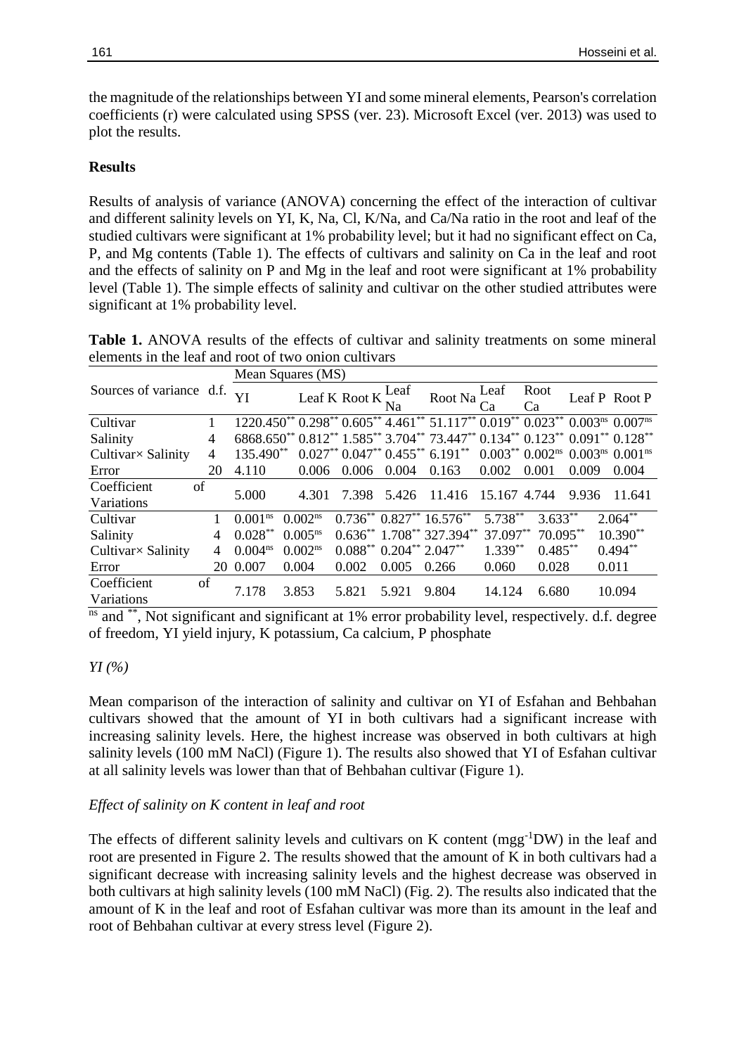the magnitude of the relationships between YI and some mineral elements, Pearson's correlation coefficients (r) were calculated using SPSS (ver. 23). Microsoft Excel (ver. 2013) was used to plot the results.

## Results

Results of analysis of variance (ANOVA) concerning the effect of the interaction of cultivar and different salinity levels on YI, K, Na, Cl, K/Na, and Ca/Na ratio in the root and leaf of the studied cultivars were significant at 1% probability level; but it had no significant effect on Ca, P, and Mg contents (Table 1). The effects of cultivars and salinity on Ca in the leaf and root and the effects of salinity on P and Mg in the leaf and root were significant at 1% probability level (Table 1). The simple effects of salinity and cultivar on the other studied attributes were significant at 1% probability level.

**Table 1.** ANOVA results of the effects of cultivar and salinity treatments on some mineral elements in the leaf and root of two onion cultivars

| Sources of variance | d.f. | Mean Squares (MS) | | | | | | | | |
|---|---|---|---|---|---|---|---|---|---|---|
| | | YI | Leaf K | Root K | Leaf Na | Root Na | Leaf Ca | Root Ca | Leaf P | Root P |
| Cultivar | 1 | 1220.450$^{**}$ | 0.298$^{**}$ | 0.605$^{**}$ | 4.461$^{**}$ | 51.117$^{**}$ | 0.019$^{**}$ | 0.023$^{**}$ | 0.003$^{ns}$ | 0.007$^{ns}$ |
| Salinity | 4 | 6868.650$^{**}$ | 0.812$^{**}$ | 1.585$^{**}$ | 3.704$^{**}$ | 73.447$^{**}$ | 0.134$^{**}$ | 0.123$^{**}$ | 0.091$^{**}$ | 0.128$^{**}$ |
| Cultivar× Salinity | 4 | 135.490$^{**}$ | 0.027$^{**}$ | 0.047$^{**}$ | 0.455$^{**}$ | 6.191$^{**}$ | 0.003$^{**}$ | 0.002$^{ns}$ | 0.003$^{ns}$ | 0.001$^{ns}$ |
| Error | 20 | 4.110 | 0.006 | 0.006 | 0.004 | 0.163 | 0.002 | 0.001 | 0.009 | 0.004 |
| Coefficient of Variations | | 5.000 | 4.301 | 7.398 | 5.426 | 11.416 | 15.167 | 4.744 | 9.936 | 11.641 |
| Cultivar | 1 | 0.001$^{ns}$ | 0.002$^{ns}$ | 0.736$^{**}$ | 0.827$^{**}$ | 16.576$^{**}$ | 5.738$^{**}$ | 3.633$^{**}$ | 2.064$^{**}$ | |
| Salinity | 4 | 0.028$^{**}$ | 0.005$^{ns}$ | 0.636$^{**}$ | 1.708$^{**}$ | 327.394$^{**}$ | 37.097$^{**}$ | 70.095$^{**}$ | 10.390$^{**}$ | |
| Cultivar× Salinity | 4 | 0.004$^{ns}$ | 0.002$^{ns}$ | 0.088$^{**}$ | 0.204$^{**}$ | 2.047$^{**}$ | 1.339$^{**}$ | 0.485$^{**}$ | 0.494$^{**}$ | |
| Error | 20 | 0.007 | 0.004 | 0.002 | 0.005 | 0.266 | 0.060 | 0.028 | 0.011 | |
| Coefficient of Variations | | 7.178 | 3.853 | 5.821 | 5.921 | 9.804 | 14.124 | 6.680 | 10.094 | |

$^{ns}$ and $^{**}$, Not significant and significant at 1% error probability level, respectively. d.f. degree of freedom, YI yield injury, K potassium, Ca calcium, P phosphate

### *YI (%)*

Mean comparison of the interaction of salinity and cultivar on YI of Esfahan and Behbahan cultivars showed that the amount of YI in both cultivars had a significant increase with increasing salinity levels. Here, the highest increase was observed in both cultivars at high salinity levels (100 mM NaCl) (Figure 1). The results also showed that YI of Esfahan cultivar at all salinity levels was lower than that of Behbahan cultivar (Figure 1).

### *Effect of salinity on K content in leaf and root*

The effects of different salinity levels and cultivars on K content (mgg$^{-1}$DW) in the leaf and root are presented in Figure 2. The results showed that the amount of K in both cultivars had a significant decrease with increasing salinity levels and the highest decrease was observed in both cultivars at high salinity levels (100 mM NaCl) (Fig. 2). The results also indicated that the amount of K in the leaf and root of Esfahan cultivar was more than its amount in the leaf and root of Behbahan cultivar at every stress level (Figure 2).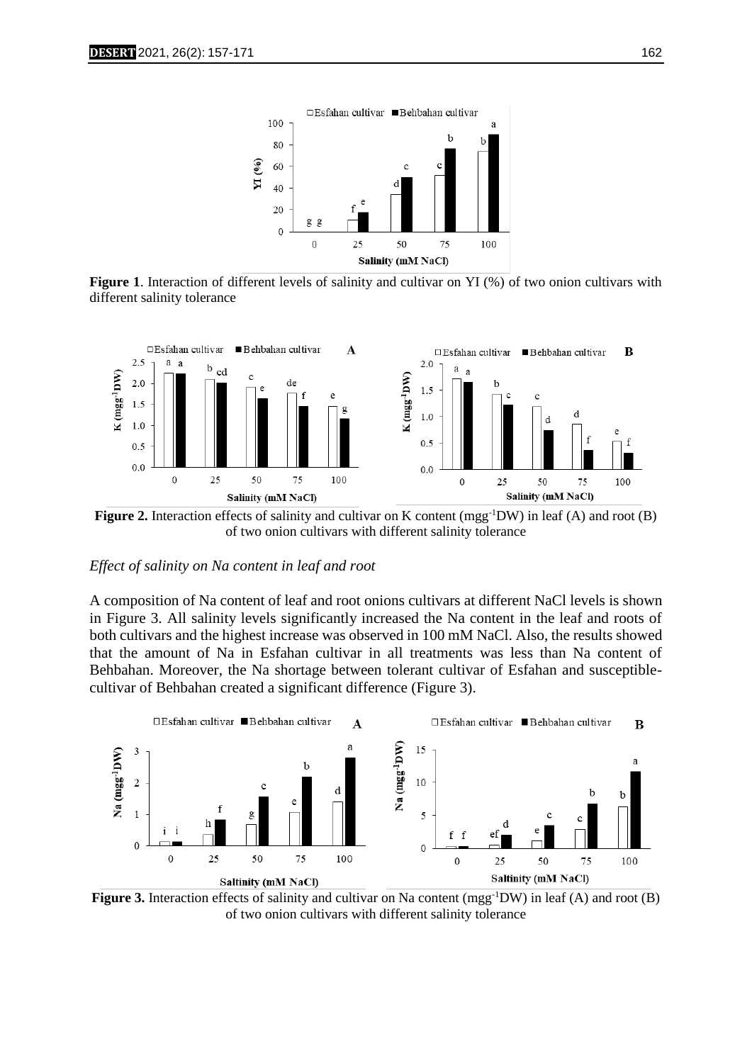**Figure 1**. Interaction of different levels of salinity and cultivar on YI (%) of two onion cultivars with different salinity tolerance

**Figure 2.** Interaction effects of salinity and cultivar on K content (mgg$^{-1}$DW) in leaf (A) and root (B) of two onion cultivars with different salinity tolerance

### *Effect of salinity on Na content in leaf and root*

A composition of Na content of leaf and root onions cultivars at different NaCl levels is shown in Figure 3. All salinity levels significantly increased the Na content in the leaf and roots of both cultivars and the highest increase was observed in 100 mM NaCl. Also, the results showed that the amount of Na in Esfahan cultivar in all treatments was less than Na content of Behbahan. Moreover, the Na shortage between tolerant cultivar of Esfahan and susceptible-cultivar of Behbahan created a significant difference (Figure 3).

**Figure 3.** Interaction effects of salinity and cultivar on Na content (mgg$^{-1}$DW) in leaf (A) and root (B) of two onion cultivars with different salinity tolerance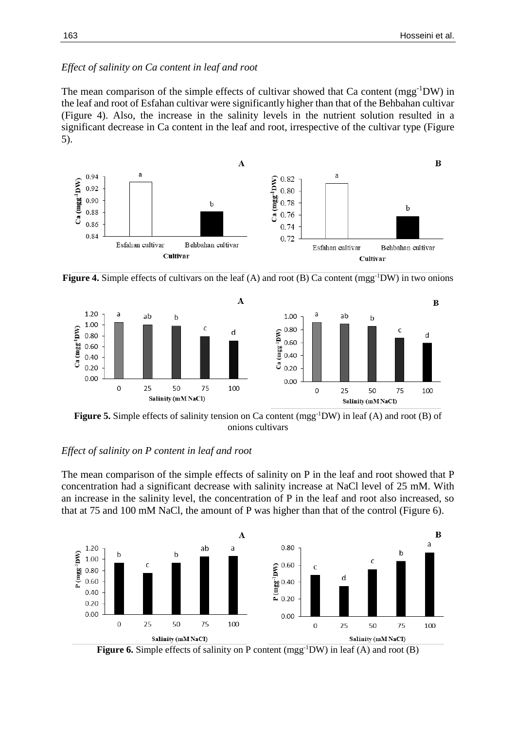*Effect of salinity on Ca content in leaf and root*

The mean comparison of the simple effects of cultivar showed that Ca content ($mgg^{-1}DW$) in the leaf and root of Esfahan cultivar were significantly higher than that of the Behbahan cultivar (Figure 4). Also, the increase in the salinity levels in the nutrient solution resulted in a significant decrease in Ca content in the leaf and root, irrespective of the cultivar type (Figure 5).

**Figure 4.** Simple effects of cultivars on the leaf (A) and root (B) Ca content ($mgg^{-1}DW$) in two onions

**Figure 5.** Simple effects of salinity tension on Ca content ($mgg^{-1}DW$) in leaf (A) and root (B) of onions cultivars

*Effect of salinity on P content in leaf and root*

The mean comparison of the simple effects of salinity on P in the leaf and root showed that P concentration had a significant decrease with salinity increase at NaCl level of 25 mM. With an increase in the salinity level, the concentration of P in the leaf and root also increased, so that at 75 and 100 mM NaCl, the amount of P was higher than that of the control (Figure 6).

**Figure 6.** Simple effects of salinity on P content ($mgg^{-1}DW$) in leaf (A) and root (B)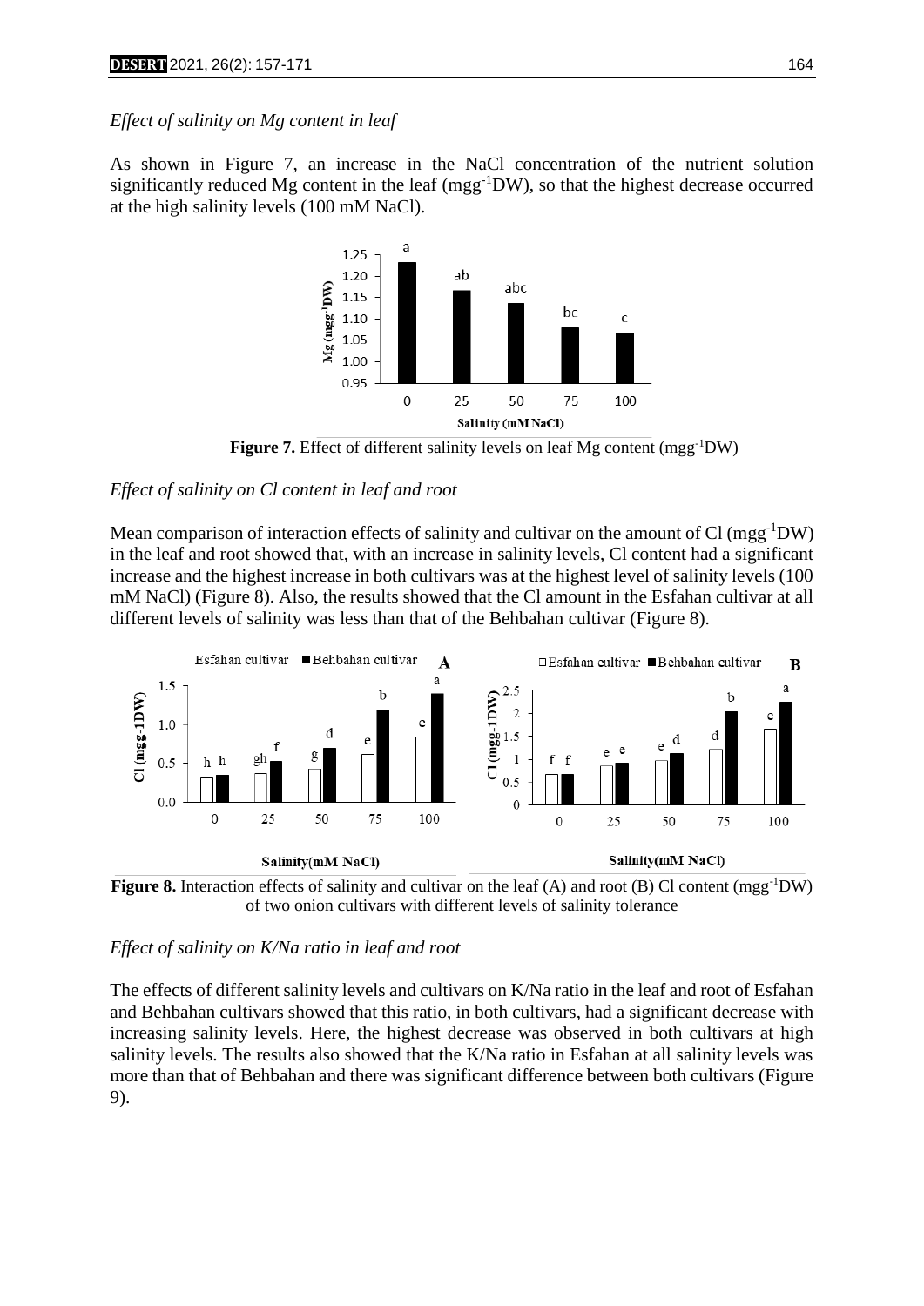*Effect of salinity on Mg content in leaf*

As shown in Figure 7, an increase in the NaCl concentration of the nutrient solution significantly reduced Mg content in the leaf ($mgg^{-1}DW$), so that the highest decrease occurred at the high salinity levels (100 mM NaCl).

**Figure 7.** Effect of different salinity levels on leaf Mg content ($mgg^{-1}DW$)

*Effect of salinity on Cl content in leaf and root*

Mean comparison of interaction effects of salinity and cultivar on the amount of Cl ($mgg^{-1}DW$) in the leaf and root showed that, with an increase in salinity levels, Cl content had a significant increase and the highest increase in both cultivars was at the highest level of salinity levels (100 mM NaCl) (Figure 8). Also, the results showed that the Cl amount in the Esfahan cultivar at all different levels of salinity was less than that of the Behbahan cultivar (Figure 8).

**Figure 8.** Interaction effects of salinity and cultivar on the leaf (A) and root (B) Cl content ($mgg^{-1}DW$) of two onion cultivars with different levels of salinity tolerance

*Effect of salinity on K/Na ratio in leaf and root*

The effects of different salinity levels and cultivars on K/Na ratio in the leaf and root of Esfahan and Behbahan cultivars showed that this ratio, in both cultivars, had a significant decrease with increasing salinity levels. Here, the highest decrease was observed in both cultivars at high salinity levels. The results also showed that the K/Na ratio in Esfahan at all salinity levels was more than that of Behbahan and there was significant difference between both cultivars (Figure 9).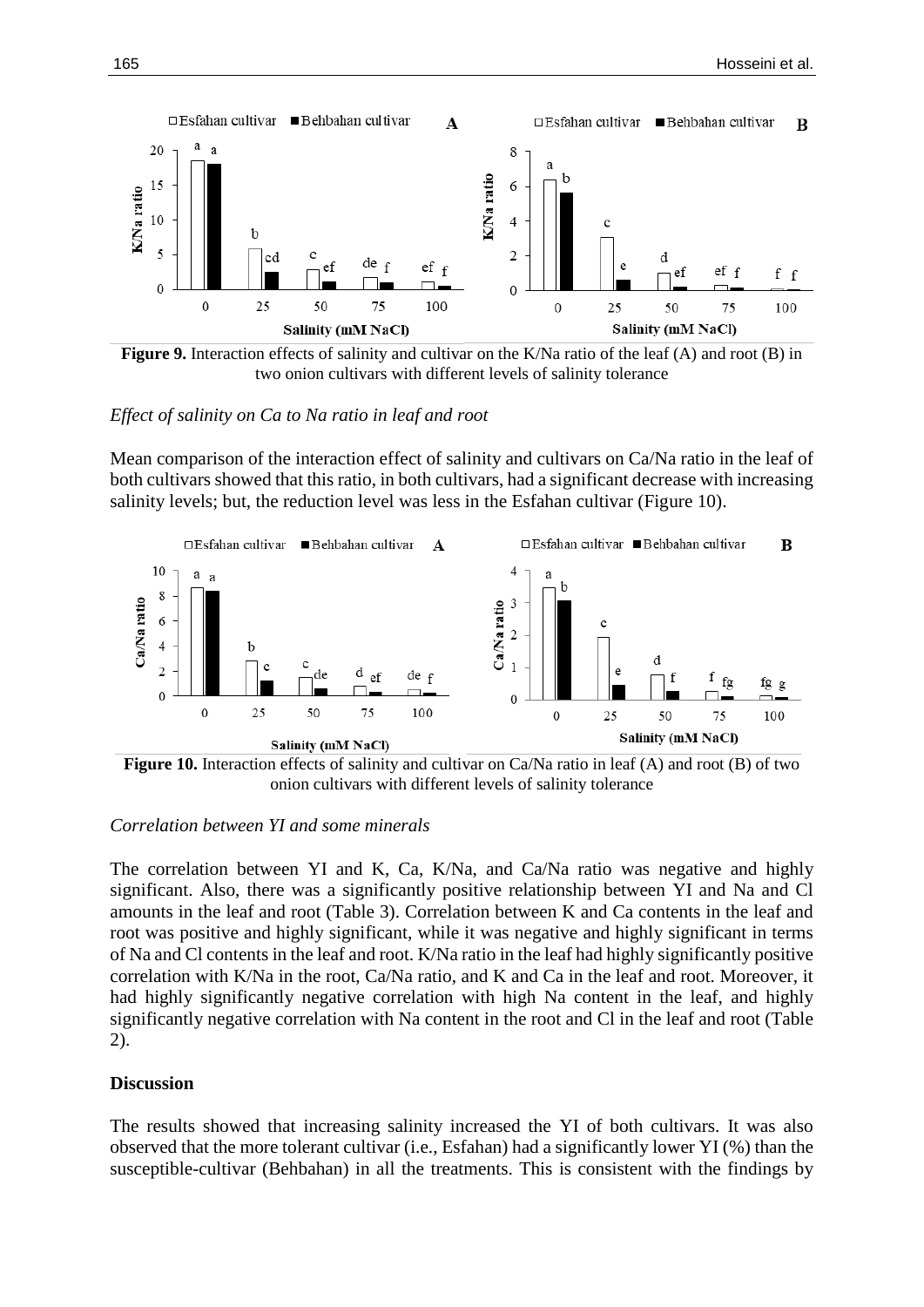**Figure 9.** Interaction effects of salinity and cultivar on the K/Na ratio of the leaf (A) and root (B) in two onion cultivars with different levels of salinity tolerance

*Effect of salinity on Ca to Na ratio in leaf and root*

Mean comparison of the interaction effect of salinity and cultivars on Ca/Na ratio in the leaf of both cultivars showed that this ratio, in both cultivars, had a significant decrease with increasing salinity levels; but, the reduction level was less in the Esfahan cultivar (Figure 10).

**Figure 10.** Interaction effects of salinity and cultivar on Ca/Na ratio in leaf (A) and root (B) of two onion cultivars with different levels of salinity tolerance

*Correlation between YI and some minerals*

The correlation between YI and K, Ca, K/Na, and Ca/Na ratio was negative and highly significant. Also, there was a significantly positive relationship between YI and Na and Cl amounts in the leaf and root (Table 3). Correlation between K and Ca contents in the leaf and root was positive and highly significant, while it was negative and highly significant in terms of Na and Cl contents in the leaf and root. K/Na ratio in the leaf had highly significantly positive correlation with K/Na in the root, Ca/Na ratio, and K and Ca in the leaf and root. Moreover, it had highly significantly negative correlation with high Na content in the leaf, and highly significantly negative correlation with Na content in the root and Cl in the leaf and root (Table 2).

**Discussion**

The results showed that increasing salinity increased the YI of both cultivars. It was also observed that the more tolerant cultivar (i.e., Esfahan) had a significantly lower YI (%) than the susceptible-cultivar (Behbahan) in all the treatments. This is consistent with the findings by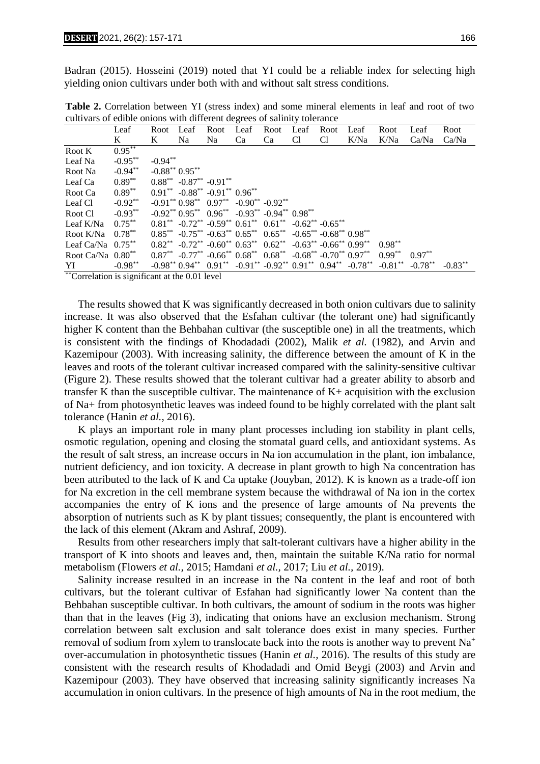Badran (2015). Hosseini (2019) noted that YI could be a reliable index for selecting high yielding onion cultivars under both with and without salt stress conditions.

**Table 2.** Correlation between YI (stress index) and some mineral elements in leaf and root of two cultivars of edible onions with different degrees of salinity tolerance

| | Leaf K | Root K | Leaf Na | Root Na | Leaf Ca | Root Ca | Leaf Cl | Root Cl | Leaf K/Na | Root K/Na | Leaf Ca/Na | Root Ca/Na |
|---|---|---|---|---|---|---|---|---|---|---|---|---|
| Root K | 0.95** | | | | | | | | | | | |
| Leaf Na | -0.95** | -0.94** | | | | | | | | | | |
| Root Na | -0.94** | -0.88** | 0.95** | | | | | | | | | |
| Leaf Ca | 0.89** | 0.88** | -0.87** | -0.91** | | | | | | | | |
| Root Ca | 0.89** | 0.91** | -0.88** | -0.91** | 0.96** | | | | | | | |
| Leaf Cl | -0.92** | -0.91** | 0.98** | 0.97** | -0.90** | -0.92** | | | | | | |
| Root Cl | -0.93** | -0.92** | 0.95** | 0.96** | -0.93** | -0.94** | 0.98** | | | | | |
| Leaf K/Na | 0.75** | 0.81** | -0.72** | -0.59** | 0.61** | 0.61** | -0.62** | -0.65** | | | | |
| Root K/Na | 0.78** | 0.85** | -0.75** | -0.63** | 0.65** | 0.65** | -0.65** | -0.68** | 0.98** | | | |
| Leaf Ca/Na | 0.75** | 0.82** | -0.72** | -0.60** | 0.63** | 0.62** | -0.63** | -0.66** | 0.99** | 0.98** | | |
| Root Ca/Na | 0.80** | 0.87** | -0.77** | -0.66** | 0.68** | 0.68** | -0.68** | -0.70** | 0.97** | 0.99** | 0.97** | |
| YI | -0.98** | -0.98** | 0.94** | 0.91** | -0.91** | -0.92** | 0.91** | 0.94** | -0.78** | -0.81** | -0.78** | -0.83** |

**Correlation is significant at the 0.01 level

The results showed that K was significantly decreased in both onion cultivars due to salinity increase. It was also observed that the Esfahan cultivar (the tolerant one) had significantly higher K content than the Behbahan cultivar (the susceptible one) in all the treatments, which is consistent with the findings of Khodadadi (2002), Malik *et al.* (1982), and Arvin and Kazemipour (2003). With increasing salinity, the difference between the amount of K in the leaves and roots of the tolerant cultivar increased compared with the salinity-sensitive cultivar (Figure 2). These results showed that the tolerant cultivar had a greater ability to absorb and transfer K than the susceptible cultivar. The maintenance of $K^+$ acquisition with the exclusion of $Na^+$ from photosynthetic leaves was indeed found to be highly correlated with the plant salt tolerance (Hanin *et al.,* 2016).

K plays an important role in many plant processes including ion stability in plant cells, osmotic regulation, opening and closing the stomatal guard cells, and antioxidant systems. As the result of salt stress, an increase occurs in Na ion accumulation in the plant, ion imbalance, nutrient deficiency, and ion toxicity. A decrease in plant growth to high Na concentration has been attributed to the lack of K and Ca uptake (Jouyban, 2012). K is known as a trade-off ion for Na excretion in the cell membrane system because the withdrawal of Na ion in the cortex accompanies the entry of K ions and the presence of large amounts of Na prevents the absorption of nutrients such as K by plant tissues; consequently, the plant is encountered with the lack of this element (Akram and Ashraf, 2009).

Results from other researchers imply that salt-tolerant cultivars have a higher ability in the transport of K into shoots and leaves and, then, maintain the suitable K/Na ratio for normal metabolism (Flowers *et al.,* 2015; Hamdani *et al.,* 2017; Liu *et al.,* 2019).

Salinity increase resulted in an increase in the Na content in the leaf and root of both cultivars, but the tolerant cultivar of Esfahan had significantly lower Na content than the Behbahan susceptible cultivar. In both cultivars, the amount of sodium in the roots was higher than that in the leaves (Fig 3), indicating that onions have an exclusion mechanism. Strong correlation between salt exclusion and salt tolerance does exist in many species. Further removal of sodium from xylem to translocate back into the roots is another way to prevent $Na^+$ over-accumulation in photosynthetic tissues (Hanin *et al.,* 2016). The results of this study are consistent with the research results of Khodadadi and Omid Beygi (2003) and Arvin and Kazemipour (2003). They have observed that increasing salinity significantly increases Na accumulation in onion cultivars. In the presence of high amounts of Na in the root medium, the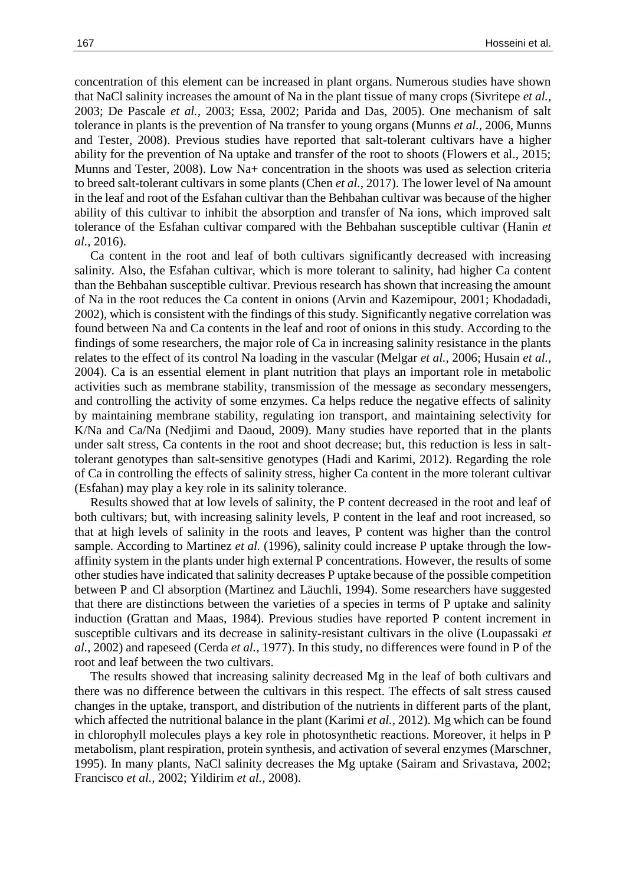concentration of this element can be increased in plant organs. Numerous studies have shown that NaCl salinity increases the amount of Na in the plant tissue of many crops (Sivritepe *et al.,* 2003; De Pascale *et al.,* 2003; Essa, 2002; Parida and Das, 2005). One mechanism of salt tolerance in plants is the prevention of Na transfer to young organs (Munns *et al.,* 2006, Munns and Tester, 2008). Previous studies have reported that salt-tolerant cultivars have a higher ability for the prevention of Na uptake and transfer of the root to shoots (Flowers et al., 2015; Munns and Tester, 2008). Low $Na^+$ concentration in the shoots was used as selection criteria to breed salt-tolerant cultivars in some plants (Chen *et al.,* 2017). The lower level of Na amount in the leaf and root of the Esfahan cultivar than the Behbahan cultivar was because of the higher ability of this cultivar to inhibit the absorption and transfer of Na ions, which improved salt tolerance of the Esfahan cultivar compared with the Behbahan susceptible cultivar (Hanin *et al.,* 2016).

Ca content in the root and leaf of both cultivars significantly decreased with increasing salinity. Also, the Esfahan cultivar, which is more tolerant to salinity, had higher Ca content than the Behbahan susceptible cultivar. Previous research has shown that increasing the amount of Na in the root reduces the Ca content in onions (Arvin and Kazemipour, 2001; Khodadadi, 2002), which is consistent with the findings of this study. Significantly negative correlation was found between Na and Ca contents in the leaf and root of onions in this study. According to the findings of some researchers, the major role of Ca in increasing salinity resistance in the plants relates to the effect of its control Na loading in the vascular (Melgar *et al.,* 2006; Husain *et al.,* 2004). Ca is an essential element in plant nutrition that plays an important role in metabolic activities such as membrane stability, transmission of the message as secondary messengers, and controlling the activity of some enzymes. Ca helps reduce the negative effects of salinity by maintaining membrane stability, regulating ion transport, and maintaining selectivity for K/Na and Ca/Na (Nedjimi and Daoud, 2009). Many studies have reported that in the plants under salt stress, Ca contents in the root and shoot decrease; but, this reduction is less in salt-tolerant genotypes than salt-sensitive genotypes (Hadi and Karimi, 2012). Regarding the role of Ca in controlling the effects of salinity stress, higher Ca content in the more tolerant cultivar (Esfahan) may play a key role in its salinity tolerance.

Results showed that at low levels of salinity, the P content decreased in the root and leaf of both cultivars; but, with increasing salinity levels, P content in the leaf and root increased, so that at high levels of salinity in the roots and leaves, P content was higher than the control sample. According to Martinez *et al.* (1996), salinity could increase P uptake through the low-affinity system in the plants under high external P concentrations. However, the results of some other studies have indicated that salinity decreases P uptake because of the possible competition between P and Cl absorption (Martinez and Läuchli, 1994). Some researchers have suggested that there are distinctions between the varieties of a species in terms of P uptake and salinity induction (Grattan and Maas, 1984). Previous studies have reported P content increment in susceptible cultivars and its decrease in salinity-resistant cultivars in the olive (Loupassaki *et al.,* 2002) and rapeseed (Cerda *et al.,* 1977). In this study, no differences were found in P of the root and leaf between the two cultivars.

The results showed that increasing salinity decreased Mg in the leaf of both cultivars and there was no difference between the cultivars in this respect. The effects of salt stress caused changes in the uptake, transport, and distribution of the nutrients in different parts of the plant, which affected the nutritional balance in the plant (Karimi *et al.,* 2012). Mg which can be found in chlorophyll molecules plays a key role in photosynthetic reactions. Moreover, it helps in P metabolism, plant respiration, protein synthesis, and activation of several enzymes (Marschner, 1995). In many plants, NaCl salinity decreases the Mg uptake (Sairam and Srivastava, 2002; Francisco *et al.,* 2002; Yildirim *et al.,* 2008).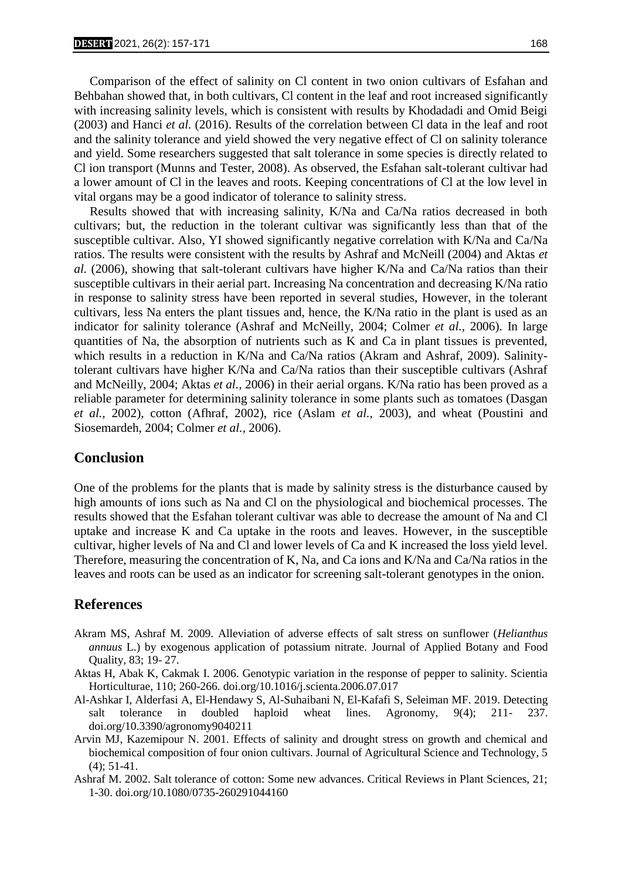Comparison of the effect of salinity on Cl content in two onion cultivars of Esfahan and Behbahan showed that, in both cultivars, Cl content in the leaf and root increased significantly with increasing salinity levels, which is consistent with results by Khodadadi and Omid Beigi (2003) and Hanci *et al.* (2016). Results of the correlation between Cl data in the leaf and root and the salinity tolerance and yield showed the very negative effect of Cl on salinity tolerance and yield. Some researchers suggested that salt tolerance in some species is directly related to Cl ion transport (Munns and Tester, 2008). As observed, the Esfahan salt-tolerant cultivar had a lower amount of Cl in the leaves and roots. Keeping concentrations of Cl at the low level in vital organs may be a good indicator of tolerance to salinity stress.

Results showed that with increasing salinity, K/Na and Ca/Na ratios decreased in both cultivars; but, the reduction in the tolerant cultivar was significantly less than that of the susceptible cultivar. Also, YI showed significantly negative correlation with K/Na and Ca/Na ratios. The results were consistent with the results by Ashraf and McNeill (2004) and Aktas *et al.* (2006), showing that salt-tolerant cultivars have higher K/Na and Ca/Na ratios than their susceptible cultivars in their aerial part. Increasing Na concentration and decreasing K/Na ratio in response to salinity stress have been reported in several studies, However, in the tolerant cultivars, less Na enters the plant tissues and, hence, the K/Na ratio in the plant is used as an indicator for salinity tolerance (Ashraf and McNeilly, 2004; Colmer *et al.*, 2006). In large quantities of Na, the absorption of nutrients such as K and Ca in plant tissues is prevented, which results in a reduction in K/Na and Ca/Na ratios (Akram and Ashraf, 2009). Salinity-tolerant cultivars have higher K/Na and Ca/Na ratios than their susceptible cultivars (Ashraf and McNeilly, 2004; Aktas *et al.*, 2006) in their aerial organs. K/Na ratio has been proved as a reliable parameter for determining salinity tolerance in some plants such as tomatoes (Dasgan *et al.*, 2002), cotton (Afhraf, 2002), rice (Aslam *et al.*, 2003), and wheat (Poustini and Siosemardeh, 2004; Colmer *et al.*, 2006).

## Conclusion

One of the problems for the plants that is made by salinity stress is the disturbance caused by high amounts of ions such as Na and Cl on the physiological and biochemical processes. The results showed that the Esfahan tolerant cultivar was able to decrease the amount of Na and Cl uptake and increase K and Ca uptake in the roots and leaves. However, in the susceptible cultivar, higher levels of Na and Cl and lower levels of Ca and K increased the loss yield level. Therefore, measuring the concentration of K, Na, and Ca ions and K/Na and Ca/Na ratios in the leaves and roots can be used as an indicator for screening salt-tolerant genotypes in the onion.

## References

Akram MS, Ashraf M. 2009. Alleviation of adverse effects of salt stress on sunflower (*Helianthus annuus* L.) by exogenous application of potassium nitrate. Journal of Applied Botany and Food Quality, 83; 19- 27.

Aktas H, Abak K, Cakmak I. 2006. Genotypic variation in the response of pepper to salinity. Scientia Horticulturae, 110; 260-266. doi.org/10.1016/j.scienta.2006.07.017

Al-Ashkar I, Alderfasi A, El-Hendawy S, Al-Suhaibani N, El-Kafafi S, Seleiman MF. 2019. Detecting salt tolerance in doubled haploid wheat lines. Agronomy, 9(4); 211- 237. doi.org/10.3390/agronomy9040211

Arvin MJ, Kazemipour N. 2001. Effects of salinity and drought stress on growth and chemical and biochemical composition of four onion cultivars. Journal of Agricultural Science and Technology, 5 (4); 51-41.

Ashraf M. 2002. Salt tolerance of cotton: Some new advances. Critical Reviews in Plant Sciences, 21; 1-30. doi.org/10.1080/0735-260291044160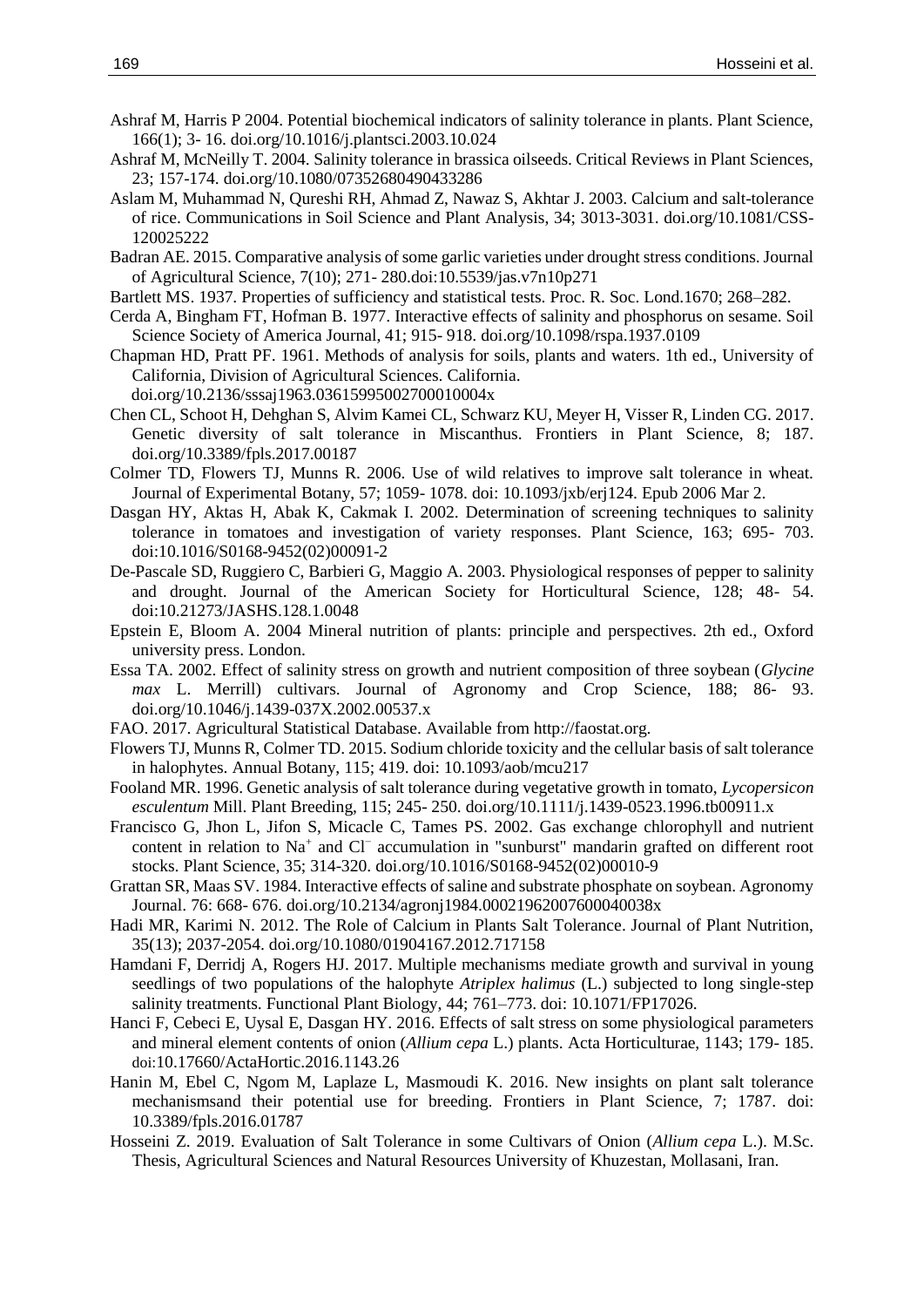Ashraf M, Harris P 2004. Potential biochemical indicators of salinity tolerance in plants. Plant Science, 166(1); 3- 16. doi.org/10.1016/j.plantsci.2003.10.024

Ashraf M, McNeilly T. 2004. Salinity tolerance in brassica oilseeds. Critical Reviews in Plant Sciences, 23; 157-174. doi.org/10.1080/07352680490433286

Aslam M, Muhammad N, Qureshi RH, Ahmad Z, Nawaz S, Akhtar J. 2003. Calcium and salt-tolerance of rice. Communications in Soil Science and Plant Analysis, 34; 3013-3031. doi.org/10.1081/CSS-120025222

Badran AE. 2015. Comparative analysis of some garlic varieties under drought stress conditions. Journal of Agricultural Science, 7(10); 271- 280.doi:10.5539/jas.v7n10p271

Bartlett MS. 1937. Properties of sufficiency and statistical tests. Proc. R. Soc. Lond.1670; 268–282.

Cerda A, Bingham FT, Hofman B. 1977. Interactive effects of salinity and phosphorus on sesame. Soil Science Society of America Journal, 41; 915- 918. doi.org/10.1098/rspa.1937.0109

Chapman HD, Pratt PF. 1961. Methods of analysis for soils, plants and waters. 1th ed., University of California, Division of Agricultural Sciences. California. doi.org/10.2136/sssaj1963.03615995002700010004x

Chen CL, Schoot H, Dehghan S, Alvim Kamei CL, Schwarz KU, Meyer H, Visser R, Linden CG. 2017. Genetic diversity of salt tolerance in Miscanthus. Frontiers in Plant Science, 8; 187. doi.org/10.3389/fpls.2017.00187

Colmer TD, Flowers TJ, Munns R. 2006. Use of wild relatives to improve salt tolerance in wheat. Journal of Experimental Botany, 57; 1059- 1078. doi: 10.1093/jxb/erj124. Epub 2006 Mar 2.

Dasgan HY, Aktas H, Abak K, Cakmak I. 2002. Determination of screening techniques to salinity tolerance in tomatoes and investigation of variety responses. Plant Science, 163; 695- 703. doi:10.1016/S0168-9452(02)00091-2

De-Pascale SD, Ruggiero C, Barbieri G, Maggio A. 2003. Physiological responses of pepper to salinity and drought. Journal of the American Society for Horticultural Science, 128; 48- 54. doi:10.21273/JASHS.128.1.0048

Epstein E, Bloom A. 2004 Mineral nutrition of plants: principle and perspectives. 2th ed., Oxford university press. London.

Essa TA. 2002. Effect of salinity stress on growth and nutrient composition of three soybean (*Glycine max* L. Merrill) cultivars. Journal of Agronomy and Crop Science, 188; 86- 93. doi.org/10.1046/j.1439-037X.2002.00537.x

FAO. 2017. Agricultural Statistical Database. Available from http://faostat.org.

Flowers TJ, Munns R, Colmer TD. 2015. Sodium chloride toxicity and the cellular basis of salt tolerance in halophytes. Annual Botany, 115; 419. doi: 10.1093/aob/mcu217

Fooland MR. 1996. Genetic analysis of salt tolerance during vegetative growth in tomato, *Lycopersicon esculentum* Mill. Plant Breeding, 115; 245- 250. doi.org/10.1111/j.1439-0523.1996.tb00911.x

Francisco G, Jhon L, Jifon S, Micacle C, Tames PS. 2002. Gas exchange chlorophyll and nutrient content in relation to $Na^+$ and $Cl^-$ accumulation in "sunburst" mandarin grafted on different root stocks. Plant Science, 35; 314-320. doi.org/10.1016/S0168-9452(02)00010-9

Grattan SR, Maas SV. 1984. Interactive effects of saline and substrate phosphate on soybean. Agronomy Journal. 76: 668- 676. doi.org/10.2134/agronj1984.00021962007600040038x

Hadi MR, Karimi N. 2012. The Role of Calcium in Plants Salt Tolerance. Journal of Plant Nutrition, 35(13); 2037-2054. doi.org/10.1080/01904167.2012.717158

Hamdani F, Derridj A, Rogers HJ. 2017. Multiple mechanisms mediate growth and survival in young seedlings of two populations of the halophyte *Atriplex halimus* (L.) subjected to long single-step salinity treatments. Functional Plant Biology, 44; 761–773. doi: 10.1071/FP17026.

Hanci F, Cebeci E, Uysal E, Dasgan HY. 2016. Effects of salt stress on some physiological parameters and mineral element contents of onion (*Allium cepa* L.) plants. Acta Horticulturae, 1143; 179- 185. doi:10.17660/ActaHortic.2016.1143.26

Hanin M, Ebel C, Ngom M, Laplaze L, Masmoudi K. 2016. New insights on plant salt tolerance mechanismsand their potential use for breeding. Frontiers in Plant Science, 7; 1787. doi: 10.3389/fpls.2016.01787

Hosseini Z. 2019. Evaluation of Salt Tolerance in some Cultivars of Onion (*Allium cepa* L.). M.Sc. Thesis, Agricultural Sciences and Natural Resources University of Khuzestan, Mollasani, Iran.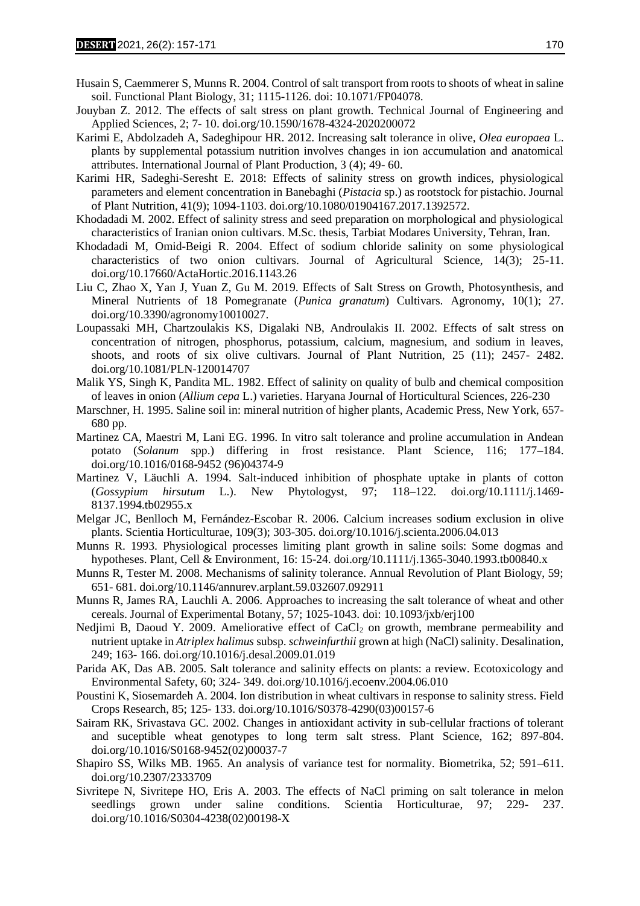Husain S, Caemmerer S, Munns R. 2004. Control of salt transport from roots to shoots of wheat in saline soil. Functional Plant Biology, 31; 1115-1126. doi: 10.1071/FP04078.

Jouyban Z. 2012. The effects of salt stress on plant growth. Technical Journal of Engineering and Applied Sciences, 2; 7- 10. doi.org/10.1590/1678-4324-2020200072

Karimi E, Abdolzadeh A, Sadeghipour HR. 2012. Increasing salt tolerance in olive, *Olea europaea* L. plants by supplemental potassium nutrition involves changes in ion accumulation and anatomical attributes. International Journal of Plant Production, 3 (4); 49- 60.

Karimi HR, Sadeghi-Seresht E. 2018: Effects of salinity stress on growth indices, physiological parameters and element concentration in Banebaghi (*Pistacia* sp.) as rootstock for pistachio. Journal of Plant Nutrition, 41(9); 1094-1103. doi.org/10.1080/01904167.2017.1392572.

Khodadadi M. 2002. Effect of salinity stress and seed preparation on morphological and physiological characteristics of Iranian onion cultivars. M.Sc. thesis, Tarbiat Modares University, Tehran, Iran.

Khodadadi M, Omid-Beigi R. 2004. Effect of sodium chloride salinity on some physiological characteristics of two onion cultivars. Journal of Agricultural Science, 14(3); 25-11. doi.org/10.17660/ActaHortic.2016.1143.26

Liu C, Zhao X, Yan J, Yuan Z, Gu M. 2019. Effects of Salt Stress on Growth, Photosynthesis, and Mineral Nutrients of 18 Pomegranate (*Punica granatum*) Cultivars. Agronomy, 10(1); 27. doi.org/10.3390/agronomy10010027.

Loupassaki MH, Chartzoulakis KS, Digalaki NB, Androulakis II. 2002. Effects of salt stress on concentration of nitrogen, phosphorus, potassium, calcium, magnesium, and sodium in leaves, shoots, and roots of six olive cultivars. Journal of Plant Nutrition, 25 (11); 2457- 2482. doi.org/10.1081/PLN-120014707

Malik YS, Singh K, Pandita ML. 1982. Effect of salinity on quality of bulb and chemical composition of leaves in onion (*Allium cepa* L.) varieties. Haryana Journal of Horticultural Sciences, 226-230

Marschner, H. 1995. Saline soil in: mineral nutrition of higher plants, Academic Press, New York, 657-680 pp.

Martinez CA, Maestri M, Lani EG. 1996. In vitro salt tolerance and proline accumulation in Andean potato (*Solanum* spp.) differing in frost resistance. Plant Science, 116; 177–184. doi.org/10.1016/0168-9452 (96)04374-9

Martinez V, Läuchli A. 1994. Salt-induced inhibition of phosphate uptake in plants of cotton (*Gossypium hirsutum* L.). New Phytologyst, 97; 118–122. doi.org/10.1111/j.1469-8137.1994.tb02955.x

Melgar JC, Benlloch M, Fernández-Escobar R. 2006. Calcium increases sodium exclusion in olive plants. Scientia Horticulturae, 109(3); 303-305. doi.org/10.1016/j.scienta.2006.04.013

Munns R. 1993. Physiological processes limiting plant growth in saline soils: Some dogmas and hypotheses. Plant, Cell & Environment, 16: 15-24. doi.org/10.1111/j.1365-3040.1993.tb00840.x

Munns R, Tester M. 2008. Mechanisms of salinity tolerance. Annual Revolution of Plant Biology, 59; 651- 681. doi.org/10.1146/annurev.arplant.59.032607.092911

Munns R, James RA, Lauchli A. 2006. Approaches to increasing the salt tolerance of wheat and other cereals. Journal of Experimental Botany, 57; 1025-1043. doi: 10.1093/jxb/erj100

Nedjimi B, Daoud Y. 2009. Ameliorative effect of $CaCl_2$ on growth, membrane permeability and nutrient uptake in *Atriplex halimus* subsp. *schweinfurthii* grown at high (NaCl) salinity. Desalination, 249; 163- 166. doi.org/10.1016/j.desal.2009.01.019

Parida AK, Das AB. 2005. Salt tolerance and salinity effects on plants: a review. Ecotoxicology and Environmental Safety, 60; 324- 349. doi.org/10.1016/j.ecoenv.2004.06.010

Poustini K, Siosemardeh A. 2004. Ion distribution in wheat cultivars in response to salinity stress. Field Crops Research, 85; 125- 133. doi.org/10.1016/S0378-4290(03)00157-6

Sairam RK, Srivastava GC. 2002. Changes in antioxidant activity in sub-cellular fractions of tolerant and suceptible wheat genotypes to long term salt stress. Plant Science, 162; 897-804. doi.org/10.1016/S0168-9452(02)00037-7

Shapiro SS, Wilks MB. 1965. An analysis of variance test for normality. Biometrika, 52; 591–611. doi.org/10.2307/2333709

Sivritepe N, Sivritepe HO, Eris A. 2003. The effects of NaCl priming on salt tolerance in melon seedlings grown under saline conditions. Scientia Horticulturae, 97; 229- 237. doi.org/10.1016/S0304-4238(02)00198-X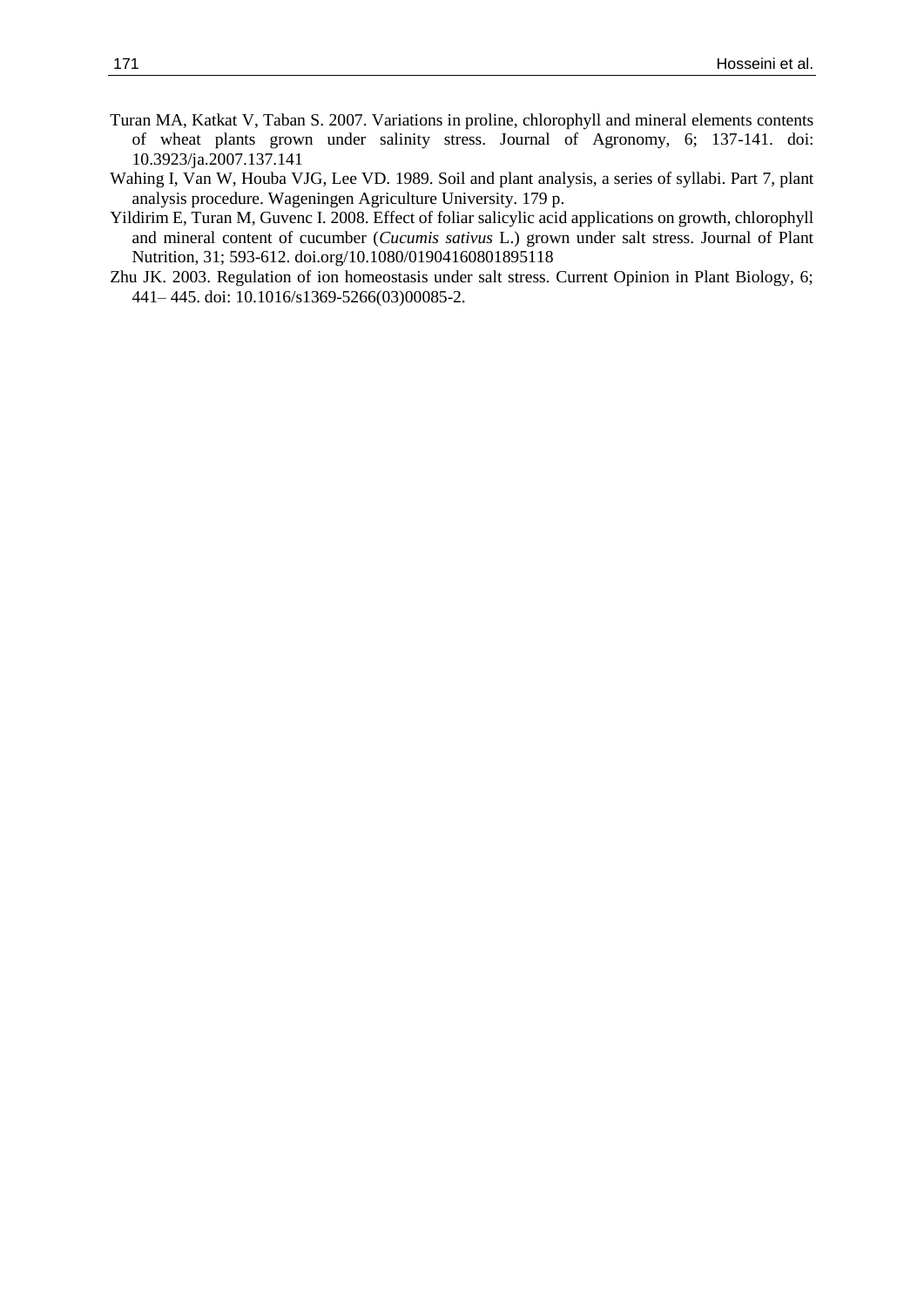Turan MA, Katkat V, Taban S. 2007. Variations in proline, chlorophyll and mineral elements contents of wheat plants grown under salinity stress. Journal of Agronomy, 6; 137-141. doi: 10.3923/ja.2007.137.141

Wahing I, Van W, Houba VJG, Lee VD. 1989. Soil and plant analysis, a series of syllabi. Part 7, plant analysis procedure. Wageningen Agriculture University. 179 p.

Yildirim E, Turan M, Guvenc I. 2008. Effect of foliar salicylic acid applications on growth, chlorophyll and mineral content of cucumber (*Cucumis sativus* L.) grown under salt stress. Journal of Plant Nutrition, 31; 593-612. doi.org/10.1080/01904160801895118

Zhu JK. 2003. Regulation of ion homeostasis under salt stress. Current Opinion in Plant Biology, 6; 441– 445. doi: 10.1016/s1369-5266(03)00085-2.